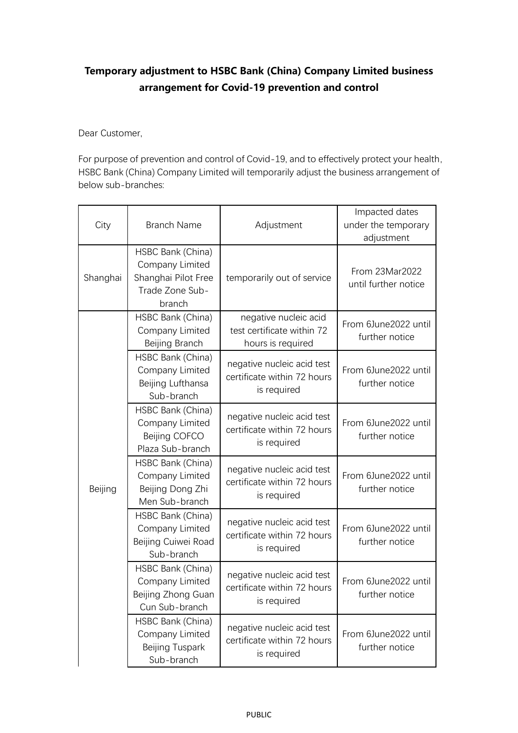# Temporary adjustment to HSBC Bank (China) Company Limited business arrangement for Covid-19 prevention and control

Dear Customer,

For purpose of prevention and control of Covid-19, and to effectively protect your health, HSBC Bank (China) Company Limited will temporarily adjust the business arrangement of below sub-branches:

| City | Branch Name | Adjustment | Impacted dates under the temporary adjustment |
|---|---|---|---|
| Shanghai | HSBC Bank (China) Company Limited Shanghai Pilot Free Trade Zone Sub-branch | temporarily out of service | From 23Mar2022 until further notice |
| Beijing | HSBC Bank (China) Company Limited Beijing Branch | negative nucleic acid test certificate within 72 hours is required | From 6June2022 until further notice |
| | HSBC Bank (China) Company Limited Beijing Lufthansa Sub-branch | negative nucleic acid test certificate within 72 hours is required | From 6June2022 until further notice |
| | HSBC Bank (China) Company Limited Beijing COFCO Plaza Sub-branch | negative nucleic acid test certificate within 72 hours is required | From 6June2022 until further notice |
| | HSBC Bank (China) Company Limited Beijing Dong Zhi Men Sub-branch | negative nucleic acid test certificate within 72 hours is required | From 6June2022 until further notice |
| | HSBC Bank (China) Company Limited Beijing Cuiwei Road Sub-branch | negative nucleic acid test certificate within 72 hours is required | From 6June2022 until further notice |
| | HSBC Bank (China) Company Limited Beijing Zhong Guan Cun Sub-branch | negative nucleic acid test certificate within 72 hours is required | From 6June2022 until further notice |
| | HSBC Bank (China) Company Limited Beijing Tuspark Sub-branch | negative nucleic acid test certificate within 72 hours is required | From 6June2022 until further notice |

PUBLIC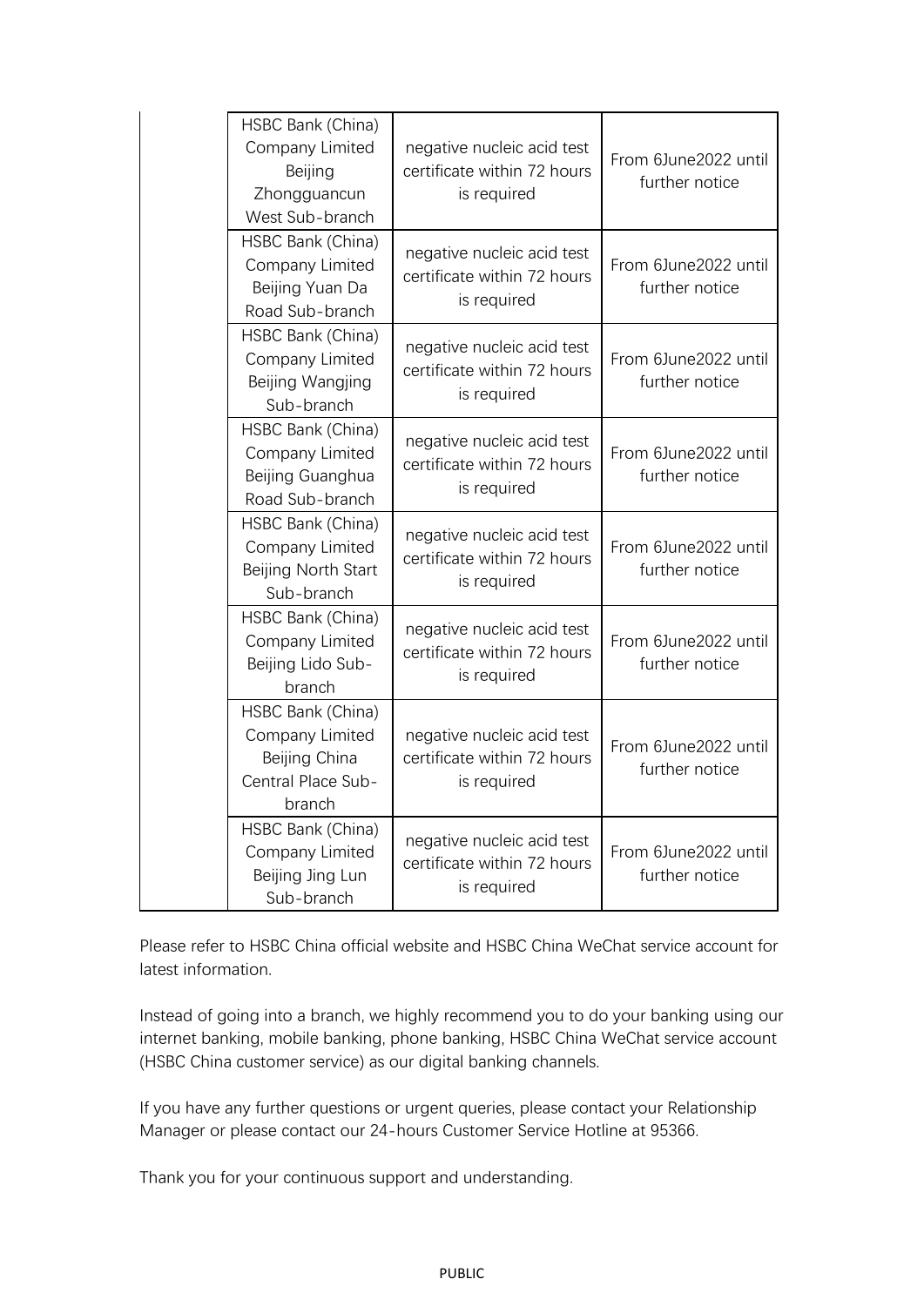| | | | |
|---|---|---|---|
| | HSBC Bank (China) Company Limited Beijing Zhongguancun West Sub-branch | negative nucleic acid test certificate within 72 hours is required | From 6June2022 until further notice |
| | HSBC Bank (China) Company Limited Beijing Yuan Da Road Sub-branch | negative nucleic acid test certificate within 72 hours is required | From 6June2022 until further notice |
| | HSBC Bank (China) Company Limited Beijing Wangjing Sub-branch | negative nucleic acid test certificate within 72 hours is required | From 6June2022 until further notice |
| | HSBC Bank (China) Company Limited Beijing Guanghua Road Sub-branch | negative nucleic acid test certificate within 72 hours is required | From 6June2022 until further notice |
| | HSBC Bank (China) Company Limited Beijing North Start Sub-branch | negative nucleic acid test certificate within 72 hours is required | From 6June2022 until further notice |
| | HSBC Bank (China) Company Limited Beijing Lido Sub-branch | negative nucleic acid test certificate within 72 hours is required | From 6June2022 until further notice |
| | HSBC Bank (China) Company Limited Beijing China Central Place Sub-branch | negative nucleic acid test certificate within 72 hours is required | From 6June2022 until further notice |
| | HSBC Bank (China) Company Limited Beijing Jing Lun Sub-branch | negative nucleic acid test certificate within 72 hours is required | From 6June2022 until further notice |

Please refer to HSBC China official website and HSBC China WeChat service account for latest information.

Instead of going into a branch, we highly recommend you to do your banking using our internet banking, mobile banking, phone banking, HSBC China WeChat service account (HSBC China customer service) as our digital banking channels.

If you have any further questions or urgent queries, please contact your Relationship Manager or please contact our 24-hours Customer Service Hotline at 95366.

Thank you for your continuous support and understanding.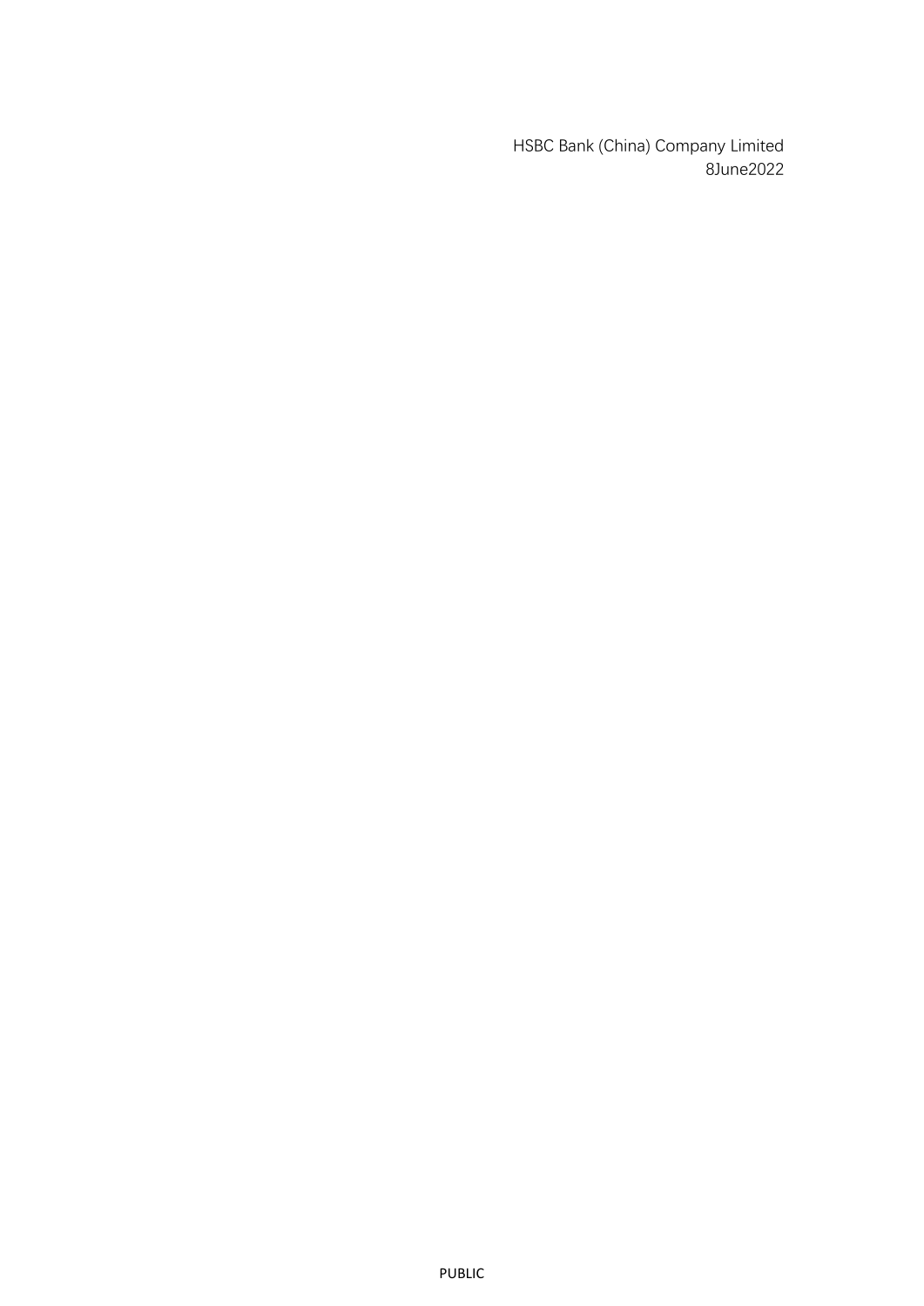HSBC Bank (China) Company Limited
8June2022

PUBLIC